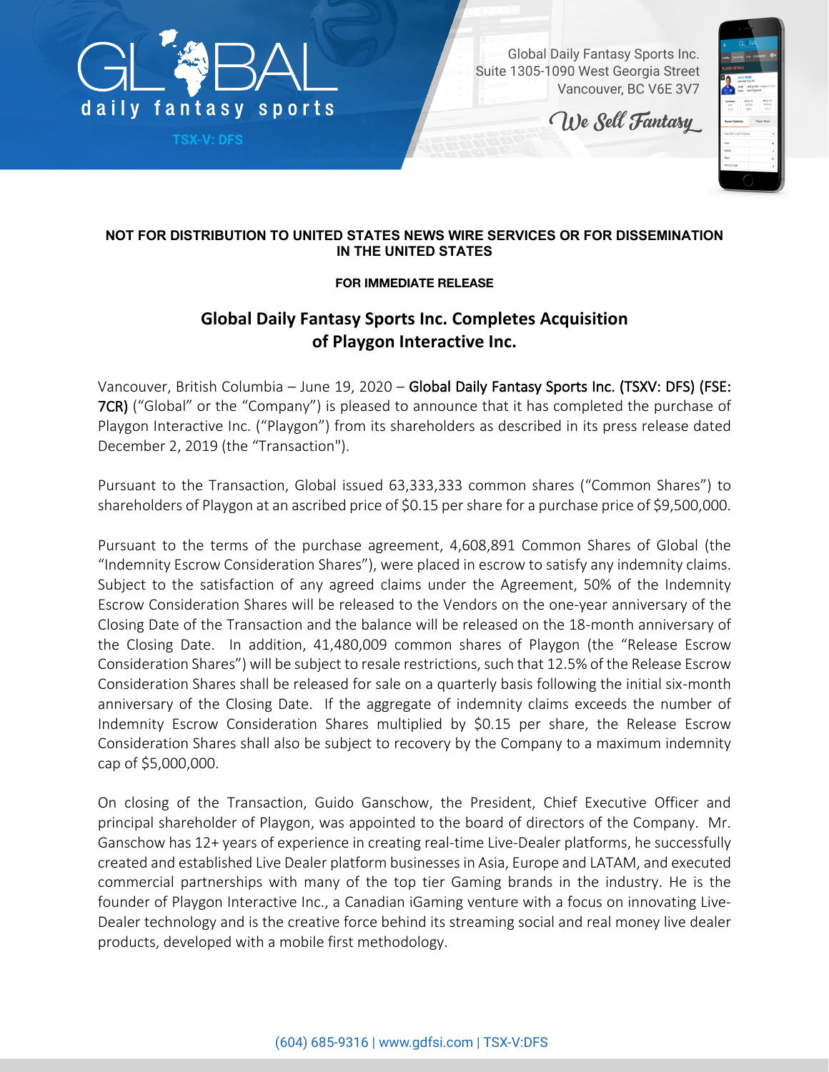GLOBAL daily fantasy sports

TSX-V: DFS

Global Daily Fantasy Sports Inc.
Suite 1305-1090 West Georgia Street
Vancouver, BC V6E 3V7

We Sell Fantasy

**NOT FOR DISTRIBUTION TO UNITED STATES NEWS WIRE SERVICES OR FOR DISSEMINATION IN THE UNITED STATES**

**FOR IMMEDIATE RELEASE**

# Global Daily Fantasy Sports Inc. Completes Acquisition of Playgon Interactive Inc.

Vancouver, British Columbia – June 19, 2020 – Global Daily Fantasy Sports Inc. (TSXV: DFS) (FSE: 7CR) ("Global" or the "Company") is pleased to announce that it has completed the purchase of Playgon Interactive Inc. ("Playgon") from its shareholders as described in its press release dated December 2, 2019 (the "Transaction").

Pursuant to the Transaction, Global issued 63,333,333 common shares ("Common Shares") to shareholders of Playgon at an ascribed price of $0.15 per share for a purchase price of $9,500,000.

Pursuant to the terms of the purchase agreement, 4,608,891 Common Shares of Global (the "Indemnity Escrow Consideration Shares"), were placed in escrow to satisfy any indemnity claims. Subject to the satisfaction of any agreed claims under the Agreement, 50% of the Indemnity Escrow Consideration Shares will be released to the Vendors on the one-year anniversary of the Closing Date of the Transaction and the balance will be released on the 18-month anniversary of the Closing Date. In addition, 41,480,009 common shares of Playgon (the "Release Escrow Consideration Shares") will be subject to resale restrictions, such that 12.5% of the Release Escrow Consideration Shares shall be released for sale on a quarterly basis following the initial six-month anniversary of the Closing Date. If the aggregate of indemnity claims exceeds the number of Indemnity Escrow Consideration Shares multiplied by $0.15 per share, the Release Escrow Consideration Shares shall also be subject to recovery by the Company to a maximum indemnity cap of $5,000,000.

On closing of the Transaction, Guido Ganschow, the President, Chief Executive Officer and principal shareholder of Playgon, was appointed to the board of directors of the Company. Mr. Ganschow has 12+ years of experience in creating real-time Live-Dealer platforms, he successfully created and established Live Dealer platform businesses in Asia, Europe and LATAM, and executed commercial partnerships with many of the top tier Gaming brands in the industry. He is the founder of Playgon Interactive Inc., a Canadian iGaming venture with a focus on innovating Live-Dealer technology and is the creative force behind its streaming social and real money live dealer products, developed with a mobile first methodology.

(604) 685-9316 | www.gdfsi.com | TSX-V:DFS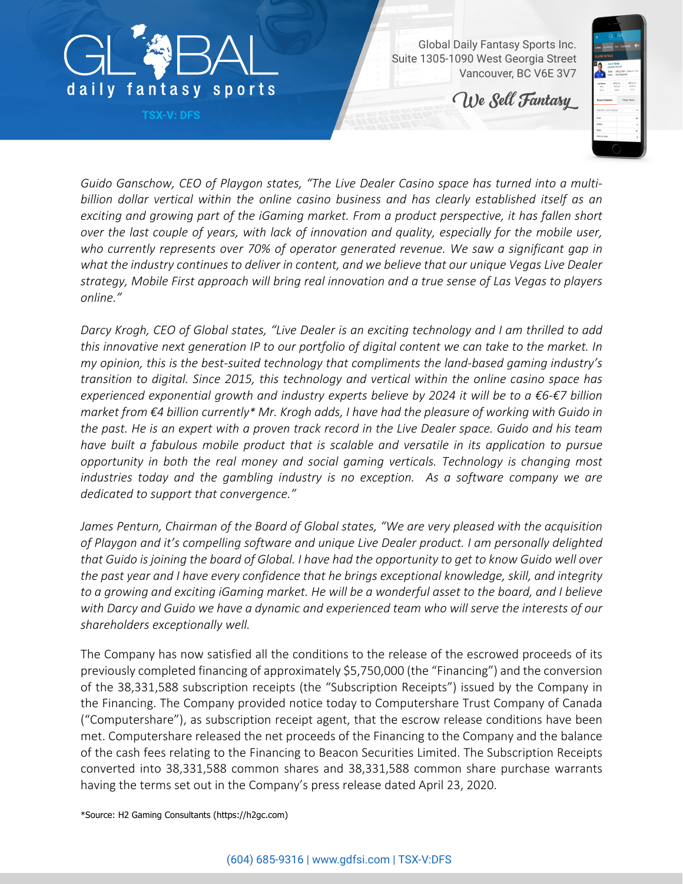*Guido Ganschow, CEO of Playgon states, "The Live Dealer Casino space has turned into a multi-billion dollar vertical within the online casino business and has clearly established itself as an exciting and growing part of the iGaming market. From a product perspective, it has fallen short over the last couple of years, with lack of innovation and quality, especially for the mobile user, who currently represents over 70% of operator generated revenue. We saw a significant gap in what the industry continues to deliver in content, and we believe that our unique Vegas Live Dealer strategy, Mobile First approach will bring real innovation and a true sense of Las Vegas to players online."*

*Darcy Krogh, CEO of Global states, "Live Dealer is an exciting technology and I am thrilled to add this innovative next generation IP to our portfolio of digital content we can take to the market. In my opinion, this is the best-suited technology that compliments the land-based gaming industry's transition to digital. Since 2015, this technology and vertical within the online casino space has experienced exponential growth and industry experts believe by 2024 it will be to a €6-€7 billion market from €4 billion currently* Mr. Krogh adds, I have had the pleasure of working with Guido in the past. He is an expert with a proven track record in the Live Dealer space. Guido and his team have built a fabulous mobile product that is scalable and versatile in its application to pursue opportunity in both the real money and social gaming verticals. Technology is changing most industries today and the gambling industry is no exception. As a software company we are dedicated to support that convergence."*

*James Penturn, Chairman of the Board of Global states, "We are very pleased with the acquisition of Playgon and it's compelling software and unique Live Dealer product. I am personally delighted that Guido is joining the board of Global. I have had the opportunity to get to know Guido well over the past year and I have every confidence that he brings exceptional knowledge, skill, and integrity to a growing and exciting iGaming market. He will be a wonderful asset to the board, and I believe with Darcy and Guido we have a dynamic and experienced team who will serve the interests of our shareholders exceptionally well.*

The Company has now satisfied all the conditions to the release of the escrowed proceeds of its previously completed financing of approximately $5,750,000 (the "Financing") and the conversion of the 38,331,588 subscription receipts (the "Subscription Receipts") issued by the Company in the Financing. The Company provided notice today to Computershare Trust Company of Canada ("Computershare"), as subscription receipt agent, that the escrow release conditions have been met. Computershare released the net proceeds of the Financing to the Company and the balance of the cash fees relating to the Financing to Beacon Securities Limited. The Subscription Receipts converted into 38,331,588 common shares and 38,331,588 common share purchase warrants having the terms set out in the Company's press release dated April 23, 2020.

*Source: H2 Gaming Consultants (https://h2gc.com)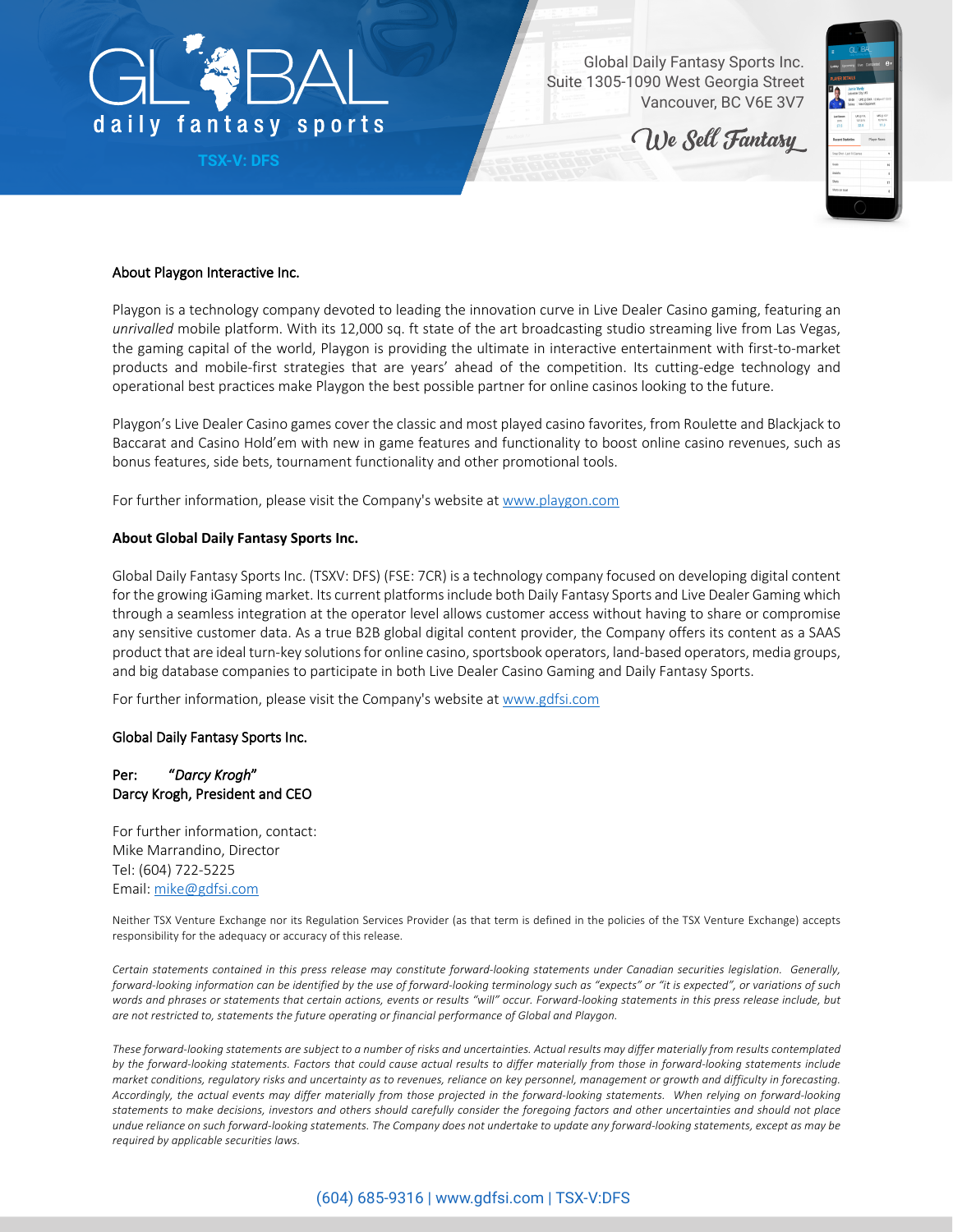About Playgon Interactive Inc.

Playgon is a technology company devoted to leading the innovation curve in Live Dealer Casino gaming, featuring an *unrivalled* mobile platform. With its 12,000 sq. ft state of the art broadcasting studio streaming live from Las Vegas, the gaming capital of the world, Playgon is providing the ultimate in interactive entertainment with first-to-market products and mobile-first strategies that are years' ahead of the competition. Its cutting-edge technology and operational best practices make Playgon the best possible partner for online casinos looking to the future.

Playgon's Live Dealer Casino games cover the classic and most played casino favorites, from Roulette and Blackjack to Baccarat and Casino Hold'em with new in game features and functionality to boost online casino revenues, such as bonus features, side bets, tournament functionality and other promotional tools.

For further information, please visit the Company's website at www.playgon.com

**About Global Daily Fantasy Sports Inc.**

Global Daily Fantasy Sports Inc. (TSXV: DFS) (FSE: 7CR) is a technology company focused on developing digital content for the growing iGaming market. Its current platforms include both Daily Fantasy Sports and Live Dealer Gaming which through a seamless integration at the operator level allows customer access without having to share or compromise any sensitive customer data. As a true B2B global digital content provider, the Company offers its content as a SAAS product that are ideal turn-key solutions for online casino, sportsbook operators, land-based operators, media groups, and big database companies to participate in both Live Dealer Casino Gaming and Daily Fantasy Sports.

For further information, please visit the Company's website at www.gdfsi.com

Global Daily Fantasy Sports Inc.

Per: "*Darcy Krogh*"
Darcy Krogh, President and CEO

For further information, contact:
Mike Marrandino, Director
Tel: (604) 722-5225
Email: mike@gdfsi.com

Neither TSX Venture Exchange nor its Regulation Services Provider (as that term is defined in the policies of the TSX Venture Exchange) accepts responsibility for the adequacy or accuracy of this release.

*Certain statements contained in this press release may constitute forward-looking statements under Canadian securities legislation. Generally, forward-looking information can be identified by the use of forward-looking terminology such as "expects" or "it is expected", or variations of such words and phrases or statements that certain actions, events or results "will" occur. Forward-looking statements in this press release include, but are not restricted to, statements the future operating or financial performance of Global and Playgon.*

*These forward-looking statements are subject to a number of risks and uncertainties. Actual results may differ materially from results contemplated by the forward-looking statements. Factors that could cause actual results to differ materially from those in forward-looking statements include market conditions, regulatory risks and uncertainty as to revenues, reliance on key personnel, management or growth and difficulty in forecasting. Accordingly, the actual events may differ materially from those projected in the forward-looking statements. When relying on forward-looking statements to make decisions, investors and others should carefully consider the foregoing factors and other uncertainties and should not place undue reliance on such forward-looking statements. The Company does not undertake to update any forward-looking statements, except as may be required by applicable securities laws.*